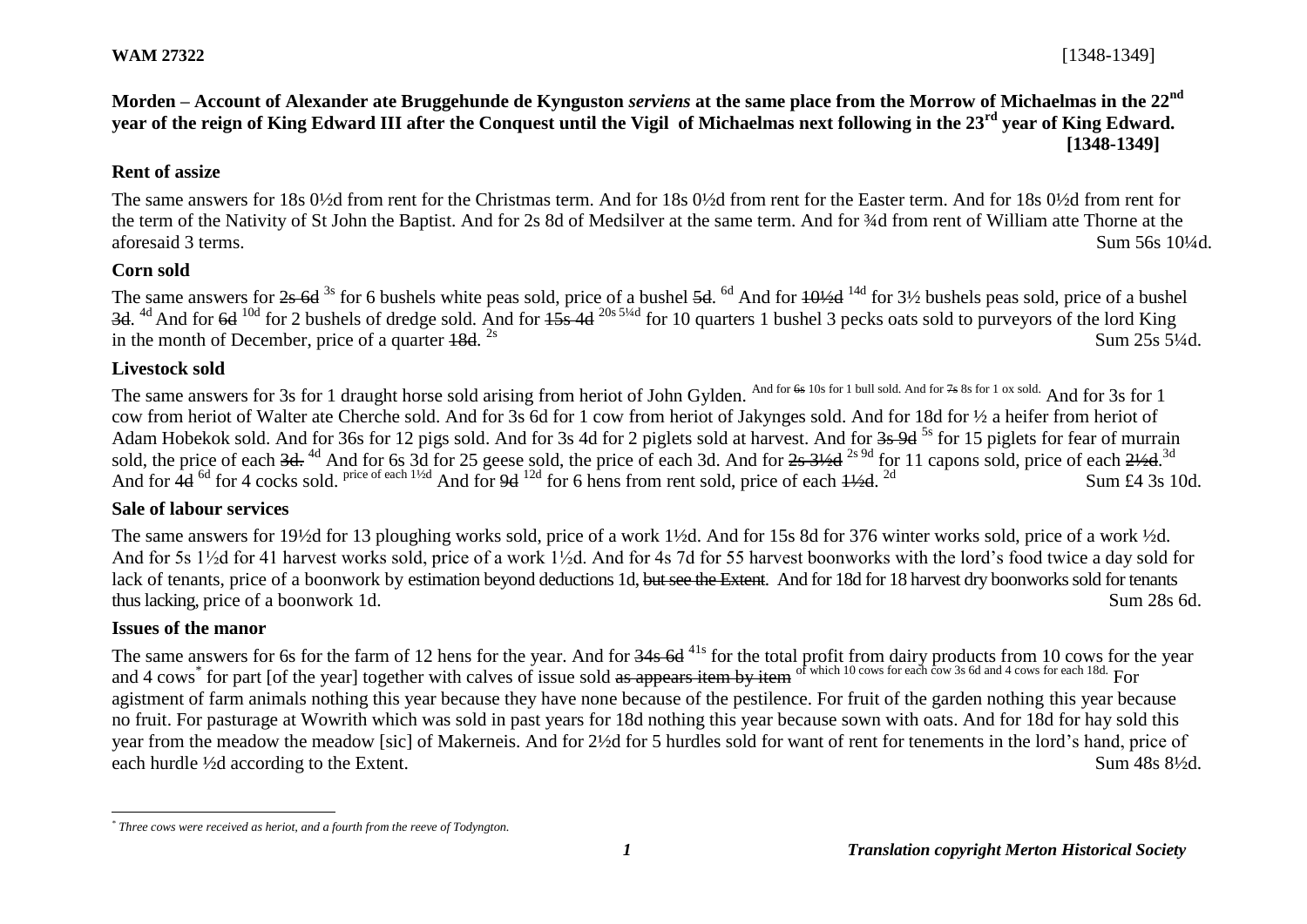**WAM 27322** [1348-1349]

**Morden – Account of Alexander ate Bruggehunde de Kynguston *serviens* at the same place from the Morrow of Michaelmas in the 22nd year of the reign of King Edward III after the Conquest until the Vigil of Michaelmas next following in the 23rd year of King Edward. [1348-1349]**

### Rent of assize

The same answers for 18s 0½d from rent for the Christmas term. And for 18s 0½d from rent for the Easter term. And for 18s 0½d from rent for the term of the Nativity of St John the Baptist. And for 2s 8d of Medsilver at the same term. And for ¾d from rent of William atte Thorne at the aforesaid 3 terms. Sum 56s 10¼d.

### Corn sold

The same answers for ~~2s 6d~~ 3s for 6 bushels white peas sold, price of a bushel ~~5d~~. 6d And for ~~10½d~~ 14d for 3½ bushels peas sold, price of a bushel ~~3d~~. 4d And for ~~6d~~ 10d for 2 bushels of dredge sold. And for ~~15s 4d~~ 20s 5¼d for 10 quarters 1 bushel 3 pecks oats sold to purveyors of the lord King in the month of December, price of a quarter ~~18d~~. 2s Sum 25s 5¼d.

### Livestock sold

The same answers for 3s for 1 draught horse sold arising from heriot of John Gylden. And for ~~6s~~ 10s for 1 bull sold. And for ~~7s~~ 8s for 1 ox sold. And for 3s for 1 cow from heriot of Walter ate Cherche sold. And for 3s 6d for 1 cow from heriot of Jakynges sold. And for 18d for ½ a heifer from heriot of Adam Hobekok sold. And for 36s for 12 pigs sold. And for 3s 4d for 2 piglets sold at harvest. And for ~~3s 9d~~ 5s for 15 piglets for fear of murrain sold, the price of each ~~3d~~. 4d And for 6s 3d for 25 geese sold, the price of each 3d. And for ~~2s 3½d~~ 2s 9d for 11 capons sold, price of each ~~2½d~~. 3d And for ~~4d~~ 6d for 4 cocks sold. price of each 1½d And for ~~9d~~ 12d for 6 hens from rent sold, price of each ~~1½d~~. 2d Sum £4 3s 10d.

### Sale of labour services

The same answers for 19½d for 13 ploughing works sold, price of a work 1½d. And for 15s 8d for 376 winter works sold, price of a work ½d. And for 5s 1½d for 41 harvest works sold, price of a work 1½d. And for 4s 7d for 55 harvest boonworks with the lord's food twice a day sold for lack of tenants, price of a boonwork by estimation beyond deductions 1d, ~~but see the Extent~~. And for 18d for 18 harvest dry boonworks sold for tenants thus lacking, price of a boonwork 1d. Sum 28s 6d.

### Issues of the manor

The same answers for 6s for the farm of 12 hens for the year. And for ~~34s 6d~~ 41s for the total profit from dairy products from 10 cows for the year and 4 cows* for part [of the year] together with calves of issue sold ~~as appears item by item~~ of which 10 cows for each cow 3s 6d and 4 cows for each 18d. For agistment of farm animals nothing this year because they have none because of the pestilence. For fruit of the garden nothing this year because no fruit. For pasturage at Wowrith which was sold in past years for 18d nothing this year because sown with oats. And for 18d for hay sold this year from the meadow the meadow [sic] of Makerneis. And for 2½d for 5 hurdles sold for want of rent for tenements in the lord's hand, price of each hurdle ½d according to the Extent. Sum 48s 8½d.

---

\* *Three cows were received as heriot, and a fourth from the reeve of Todyngton.*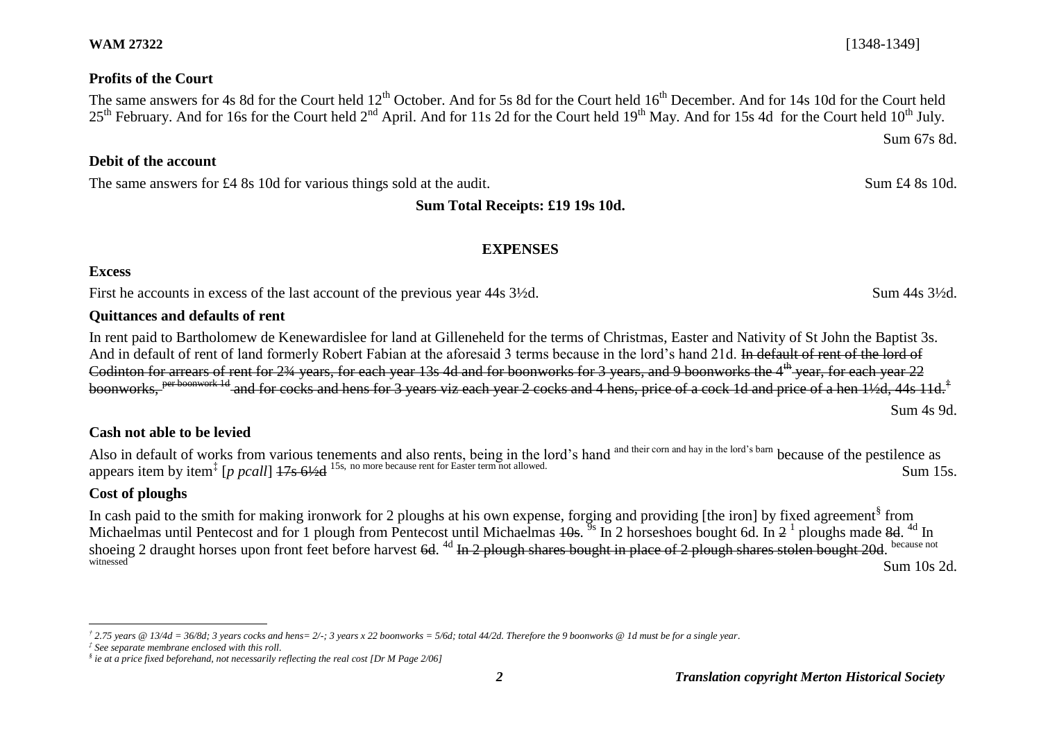**WAM 27322** [1348-1349]

**Profits of the Court**

The same answers for 4s 8d for the Court held 12th October. And for 5s 8d for the Court held 16th December. And for 14s 10d for the Court held 25th February. And for 16s for the Court held 2nd April. And for 11s 2d for the Court held 19th May. And for 15s 4d for the Court held 10th July.

Sum 67s 8d.

**Debit of the account**

The same answers for £4 8s 10d for various things sold at the audit. Sum £4 8s 10d.

**Sum Total Receipts: £19 19s 10d.**

**EXPENSES**

**Excess**

First he accounts in excess of the last account of the previous year 44s 3½d. Sum 44s 3½d.

**Quittances and defaults of rent**

In rent paid to Bartholomew de Kenewardislee for land at Gilleneheld for the terms of Christmas, Easter and Nativity of St John the Baptist 3s. And in default of rent of land formerly Robert Fabian at the aforesaid 3 terms because in the lord's hand 21d. ~~In default of rent of the lord of Codinton for arrears of rent for 2¾ years, for each year 13s 4d and for boonworks for 3 years, and 9 boonworks the 4th year, for each year 22 boonworks,~~ ~~per boonwork 1d~~ ~~and for cocks and hens for 3 years viz each year 2 cocks and 4 hens, price of a cock 1d and price of a hen 1½d, 44s 11d.~~[†]

Sum 4s 9d.

**Cash not able to be levied**

Also in default of works from various tenements and also rents, being in the lord's hand and their corn and hay in the lord's barn because of the pestilence as appears item by item[‡] [*p pcall*] ~~17s 6½d~~ 15s, no more because rent for Easter term not allowed. Sum 15s.

**Cost of ploughs**

In cash paid to the smith for making ironwork for 2 ploughs at his own expense, forging and providing [the iron] by fixed agreement[§] from Michaelmas until Pentecost and for 1 plough from Pentecost until Michaelmas ~~10s~~. 9s In 2 horseshoes bought 6d. In ~~2~~ 1 ploughs made ~~8d~~. 4d In shoeing 2 draught horses upon front feet before harvest ~~6d~~. 4d ~~In 2 plough shares bought in place of 2 plough shares stolen bought 20d~~. because not witnessed

Sum 10s 2d.

---

† *2.75 years @ 13/4d = 36/8d; 3 years cocks and hens= 2/-; 3 years x 22 boonworks = 5/6d; total 44/2d. Therefore the 9 boonworks @ 1d must be for a single year.*

‡ *See separate membrane enclosed with this roll.*

§ *ie at a price fixed beforehand, not necessarily reflecting the real cost [Dr M Page 2/06]*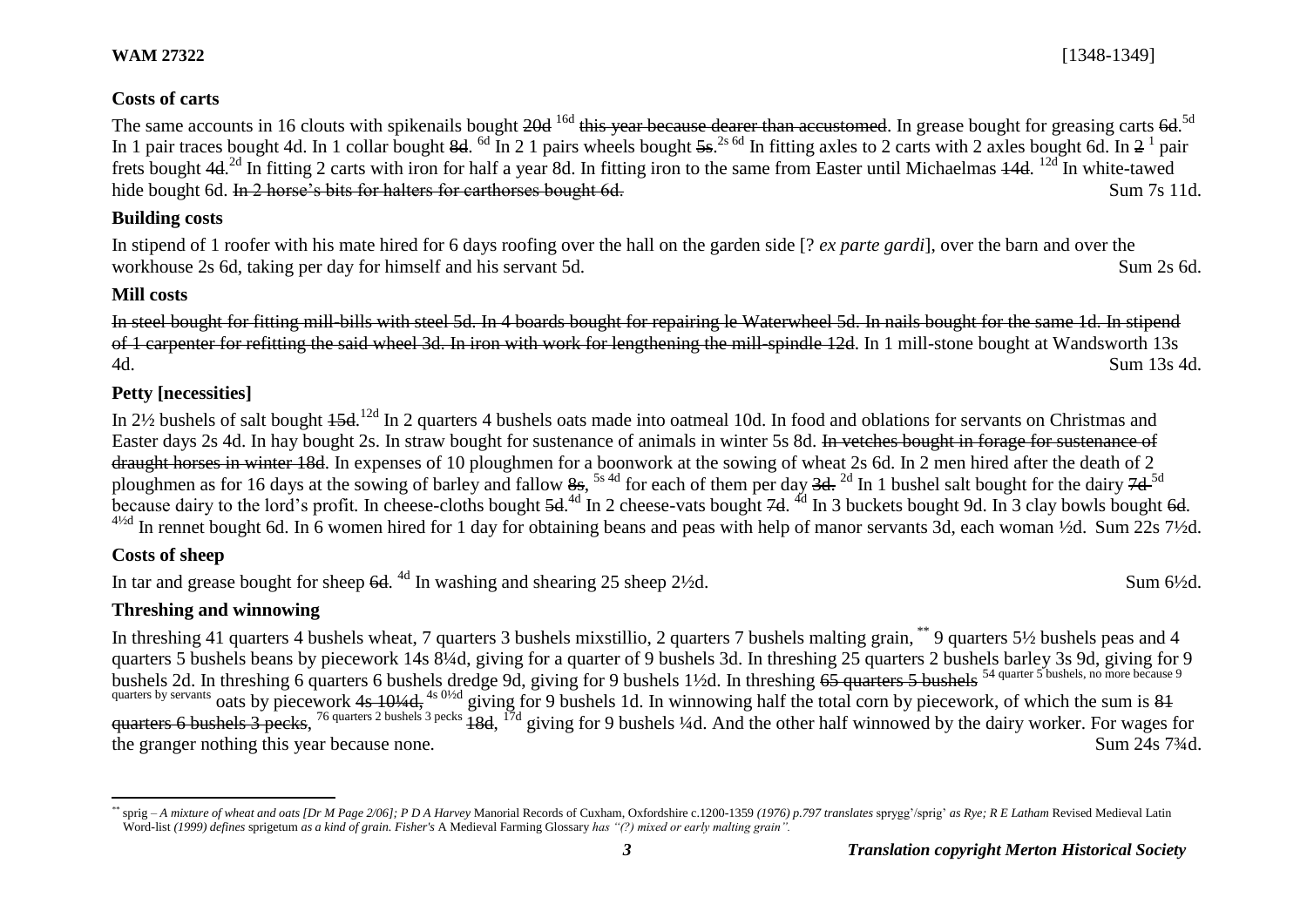**WAM 27322** [1348-1349]

### Costs of carts

The same accounts in 16 clouts with spikenails bought ~~20d~~ [16d] ~~this year because dearer than accustomed~~. In grease bought for greasing carts ~~6d~~.[5d] In 1 pair traces bought 4d. In 1 collar bought ~~8d~~. [6d] In 2 1 pairs wheels bought ~~5s~~.[2s 6d] In fitting axles to 2 carts with 2 axles bought 6d. In ~~2~~ [1] pair frets bought ~~4d~~.[2d] In fitting 2 carts with iron for half a year 8d. In fitting iron to the same from Easter until Michaelmas ~~14d~~. [12d] In white-tawed hide bought 6d. ~~In 2 horse's bits for halters for carthorses bought 6d.~~ Sum 7s 11d.

### Building costs

In stipend of 1 roofer with his mate hired for 6 days roofing over the hall on the garden side [? *ex parte gardi*], over the barn and over the workhouse 2s 6d, taking per day for himself and his servant 5d. Sum 2s 6d.

### Mill costs

~~In steel bought for fitting mill-bills with steel 5d. In 4 boards bought for repairing le Waterwheel 5d. In nails bought for the same 1d. In stipend of 1 carpenter for refitting the said wheel 3d. In iron with work for lengthening the mill-spindle 12d~~. In 1 mill-stone bought at Wandsworth 13s 4d. Sum 13s 4d.

### Petty [necessities]

In 2½ bushels of salt bought ~~15d~~.[12d] In 2 quarters 4 bushels oats made into oatmeal 10d. In food and oblations for servants on Christmas and Easter days 2s 4d. In hay bought 2s. In straw bought for sustenance of animals in winter 5s 8d. ~~In vetches bought in forage for sustenance of draught horses in winter 18d~~. In expenses of 10 ploughmen for a boonwork at the sowing of wheat 2s 6d. In 2 men hired after the death of 2 ploughmen as for 16 days at the sowing of barley and fallow ~~8s~~, [5s 4d] for each of them per day ~~3d.~~ [2d] In 1 bushel salt bought for the dairy ~~7d~~ [5d] because dairy to the lord's profit. In cheese-cloths bought ~~5d~~.[4d] In 2 cheese-vats bought ~~7d~~. [4d] In 3 buckets bought 9d. In 3 clay bowls bought ~~6d~~. [4½d] In rennet bought 6d. In 6 women hired for 1 day for obtaining beans and peas with help of manor servants 3d, each woman ½d. Sum 22s 7½d.

### Costs of sheep

In tar and grease bought for sheep ~~6d~~. [4d] In washing and shearing 25 sheep 2½d. Sum 6½d.

### Threshing and winnowing

In threshing 41 quarters 4 bushels wheat, 7 quarters 3 bushels mixstillio, 2 quarters 7 bushels malting grain,[**] 9 quarters 5½ bushels peas and 4 quarters 5 bushels beans by piecework 14s 8¼d, giving for a quarter of 9 bushels 3d. In threshing 25 quarters 2 bushels barley 3s 9d, giving for 9 bushels 2d. In threshing 6 quarters 6 bushels dredge 9d, giving for 9 bushels 1½d. In threshing ~~65 quarters 5 bushels~~ [54 quarter 5 bushels, no more because 9 quarters by servants] oats by piecework ~~4s 10¼d,~~ [4s 0½d] giving for 9 bushels 1d. In winnowing half the total corn by piecework, of which the sum is ~~81 quarters 6 bushels 3 pecks~~, [76 quarters 2 bushels 3 pecks] ~~18d~~, [17d] giving for 9 bushels ¼d. And the other half winnowed by the dairy worker. For wages for the granger nothing this year because none. Sum 24s 7¾d.

---

[**] sprig – *A mixture of wheat and oats [Dr M Page 2/06]; P D A Harvey* Manorial Records of Cuxham, Oxfordshire c.1200-1359 *(1976) p.797 translates* sprygg'/sprig' *as Rye; R E Latham* Revised Medieval Latin Word-list *(1999) defines* sprigetum *as a kind of grain. Fisher's* A Medieval Farming Glossary *has "(?) mixed or early malting grain".*

***Translation copyright Merton Historical Society***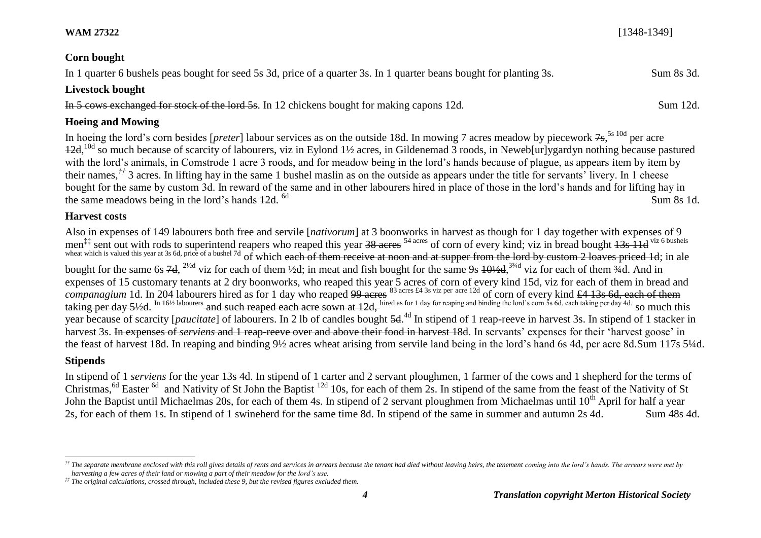**WAM 27322** [1348-1349]

**Corn bought**

In 1 quarter 6 bushels peas bought for seed 5s 3d, price of a quarter 3s. In 1 quarter beans bought for planting 3s. Sum 8s 3d.

**Livestock bought**

~~In 5 cows exchanged for stock of the lord 5s~~. In 12 chickens bought for making capons 12d. Sum 12d.

**Hoeing and Mowing**

In hoeing the lord's corn besides [*preter*] labour services as on the outside 18d. In mowing 7 acres meadow by piecework ~~7s~~,[5s 10d] per acre ~~12d~~,[10d] so much because of scarcity of labourers, viz in Eylond 1½ acres, in Gildenemad 3 roods, in Neweb[ur]ygardyn nothing because pastured with the lord's animals, in Comstrode 1 acre 3 roods, and for meadow being in the lord's hands because of plague, as appears item by item by their names,[††] 3 acres. In lifting hay in the same 1 bushel maslin as on the outside as appears under the title for servants' livery. In 1 cheese bought for the same by custom 3d. In reward of the same and in other labourers hired in place of those in the lord's hands and for lifting hay in the same meadows being in the lord's hands ~~12d~~. [6d] Sum 8s 1d.

**Harvest costs**

Also in expenses of 149 labourers both free and servile [*nativorum*] at 3 boonworks in harvest as though for 1 day together with expenses of 9 men[‡‡] sent out with rods to superintend reapers who reaped this year ~~38 acres~~ [54 acres] of corn of every kind; viz in bread bought ~~13s 11d~~ [viz 6 bushels wheat which is valued this year at 3s 6d, price of a bushel 7d] of which ~~each of them receive at noon and at supper from the lord by custom 2 loaves priced 1d~~; in ale bought for the same 6s ~~7d~~, [2½d] viz for each of them ½d; in meat and fish bought for the same 9s ~~10½d~~,[3¾d] viz for each of them ¾d. And in expenses of 15 customary tenants at 2 dry boonworks, who reaped this year 5 acres of corn of every kind 15d, viz for each of them in bread and *companagium* 1d. In 204 labourers hired as for 1 day who reaped ~~99 acres~~ [83 acres £4 3s viz per acre 12d] of corn of every kind ~~£4 13s 6d, each of them taking per day 5½d.~~ ~~[In 16½ labourers]~~ ~~and such reaped each acre sown at 12d,~~ ~~[hired as for 1 day for reaping and binding the lord's corn 5s 6d, each taking per day 4d.]~~ so much this year because of scarcity [*paucitate*] of labourers. In 2 lb of candles bought ~~5d~~.[4d] In stipend of 1 reap-reeve in harvest 3s. In stipend of 1 stacker in harvest 3s. ~~In expenses of *serviens* and 1 reap-reeve over and above their food in harvest 18d~~. In servants' expenses for their 'harvest goose' in the feast of harvest 18d. In reaping and binding 9½ acres wheat arising from servile land being in the lord's hand 6s 4d, per acre 8d. Sum 117s 5¼d.

**Stipends**

In stipend of 1 *serviens* for the year 13s 4d. In stipend of 1 carter and 2 servant ploughmen, 1 farmer of the cows and 1 shepherd for the terms of Christmas,[6d] Easter [6d] and Nativity of St John the Baptist [12d] 10s, for each of them 2s. In stipend of the same from the feast of the Nativity of St John the Baptist until Michaelmas 20s, for each of them 4s. In stipend of 2 servant ploughmen from Michaelmas until 10th April for half a year 2s, for each of them 1s. In stipend of 1 swineherd for the same time 8d. In stipend of the same in summer and autumn 2s 4d. Sum 48s 4d.

---

[††] *The separate membrane enclosed with this roll gives details of rents and services in arrears because the tenant had died without leaving heirs, the tenement coming into the lord's hands. The arrears were met by harvesting a few acres of their land or mowing a part of their meadow for the lord's use.*

[‡‡] *The original calculations, crossed through, included these 9, but the revised figures excluded them.*

*Translation copyright Merton Historical Society*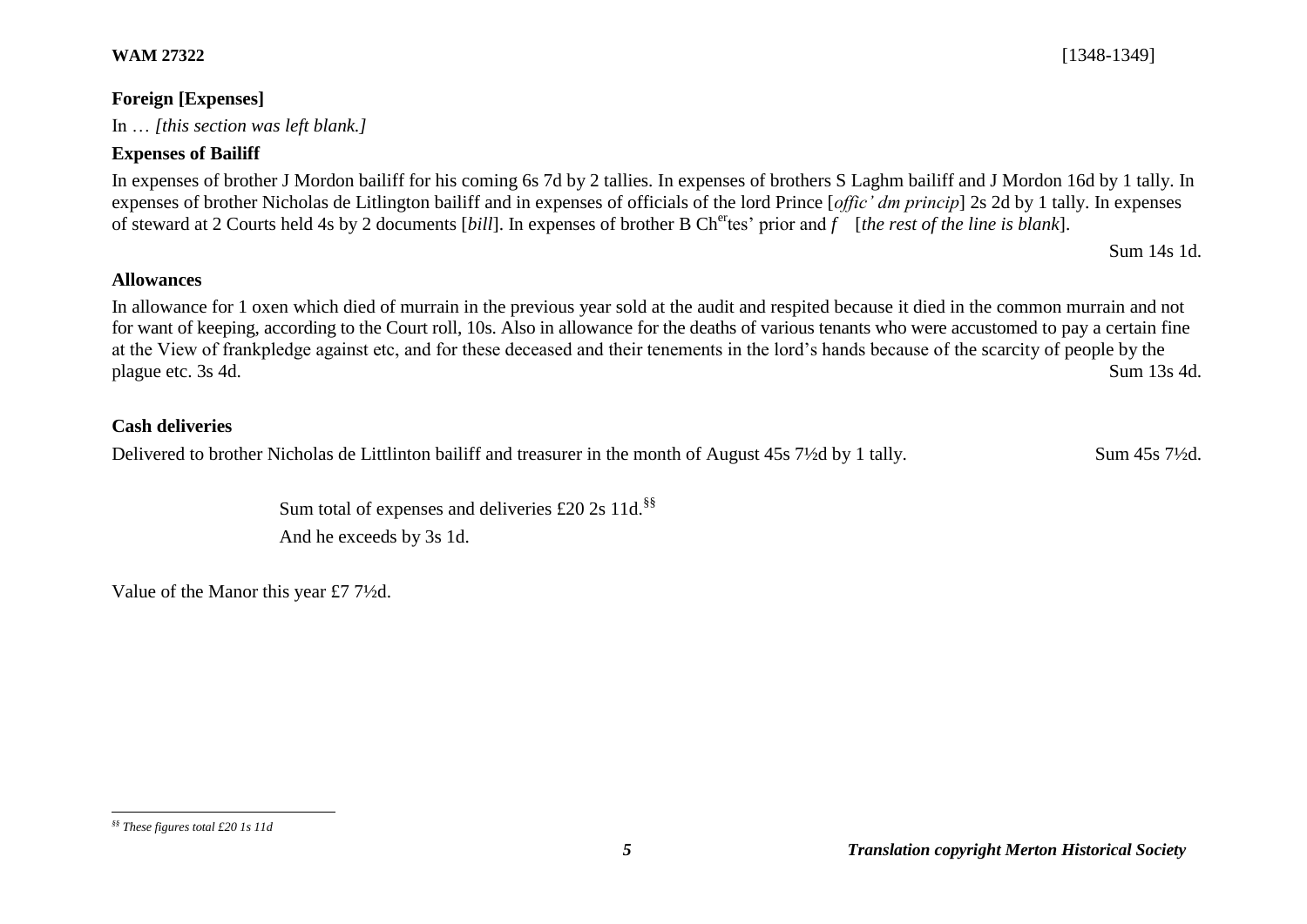**WAM 27322** [1348-1349]

**Foreign [Expenses]**

In … *[this section was left blank.]*

**Expenses of Bailiff**

In expenses of brother J Mordon bailiff for his coming 6s 7d by 2 tallies. In expenses of brothers S Laghm bailiff and J Mordon 16d by 1 tally. In expenses of brother Nicholas de Litlington bailiff and in expenses of officials of the lord Prince [*offic' dm princip*] 2s 2d by 1 tally. In expenses of steward at 2 Courts held 4s by 2 documents [*bill*]. In expenses of brother B Ch^er^tes' prior and *f* [*the rest of the line is blank*].

Sum 14s 1d.

**Allowances**

In allowance for 1 oxen which died of murrain in the previous year sold at the audit and respited because it died in the common murrain and not for want of keeping, according to the Court roll, 10s. Also in allowance for the deaths of various tenants who were accustomed to pay a certain fine at the View of frankpledge against etc, and for these deceased and their tenements in the lord's hands because of the scarcity of people by the plague etc. 3s 4d. Sum 13s 4d.

**Cash deliveries**

Delivered to brother Nicholas de Littlinton bailiff and treasurer in the month of August 45s 7½d by 1 tally. Sum 45s 7½d.

Sum total of expenses and deliveries £20 2s 11d.[§§]

And he exceeds by 3s 1d.

Value of the Manor this year £7 7½d.

---

[§§] *These figures total £20 1s 11d*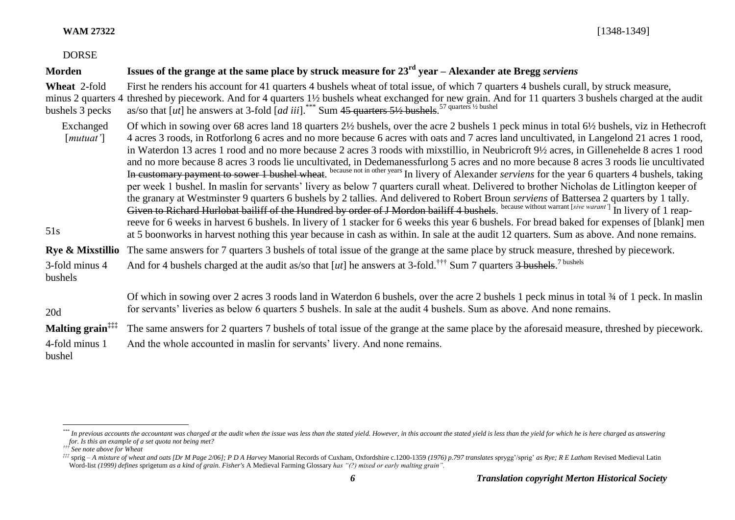**WAM 27322** [1348-1349]

DORSE

| | |
|---|---|
| **Morden** | **Issues of the grange at the same place by struck measure for 23rd year – Alexander ate Bregg *serviens*** |
| **Wheat** 2-fold minus 2 quarters 4 bushels 3 pecks | First he renders his account for 41 quarters 4 bushels wheat of total issue, of which 7 quarters 4 bushels curall, by struck measure, threshed by piecework. And for 4 quarters 1½ bushels wheat exchanged for new grain. And for 11 quarters 3 bushels charged at the audit as/so that [*ut*] he answers at 3-fold [*ad iii*].[***] Sum ~~45 quarters 5½ bushels~~. 57 quarters ½ bushel |
| Exchanged [*mutuat'*] | Of which in sowing over 68 acres land 18 quarters 2½ bushels, over the acre 2 bushels 1 peck minus in total 6½ bushels, viz in Hethecroft 4 acres 3 roods, in Rotforlong 6 acres and no more because 6 acres with oats and 7 acres land uncultivated, in Langelond 21 acres 1 rood, in Waterdon 13 acres 1 rood and no more because 2 acres 3 roods with mixstillio, in Neubricroft 9½ acres, in Gillenehelde 8 acres 1 rood and no more because 8 acres 3 roods lie uncultivated, in Dedemanessfurlong 5 acres and no more because 8 acres 3 roods lie uncultivated ~~In customary payment to sower 1 bushel wheat~~. because not in other years In livery of Alexander *serviens* for the year 6 quarters 4 bushels, taking per week 1 bushel. In maslin for servants' livery as below 7 quarters curall wheat. Delivered to brother Nicholas de Litlington keeper of the granary at Westminster 9 quarters 6 bushels by 2 tallies. And delivered to Robert Broun *serviens* of Battersea 2 quarters by 1 tally. ~~Given to Richard Hurlobat bailiff of the Hundred by order of J Mordon bailiff 4 bushels~~. because without warrant [*sive warant'*] In livery of 1 reap-reeve for 6 weeks in harvest 6 bushels. In livery of 1 stacker for 6 weeks this year 6 bushels. For bread baked for expenses of [blank] men at 5 boonworks in harvest nothing this year because in cash as within. In sale at the audit 12 quarters. Sum as above. And none remains. |
| 51s | |
| **Rye & Mixstillio** | The same answers for 7 quarters 3 bushels of total issue of the grange at the same place by struck measure, threshed by piecework. |
| 3-fold minus 4 bushels | And for 4 bushels charged at the audit as/so that [*ut*] he answers at 3-fold.[†††] Sum 7 quarters ~~3 bushels~~. 7 bushels |
| 20d | Of which in sowing over 2 acres 3 roods land in Waterdon 6 bushels, over the acre 2 bushels 1 peck minus in total ¾ of 1 peck. In maslin for servants' liveries as below 6 quarters 5 bushels. In sale at the audit 4 bushels. Sum as above. And none remains. |
| **Malting grain**[‡‡‡] | The same answers for 2 quarters 7 bushels of total issue of the grange at the same place by the aforesaid measure, threshed by piecework. |
| 4-fold minus 1 bushel | And the whole accounted in maslin for servants' livery. And none remains. |

---

[***] *In previous accounts the accountant was charged at the audit when the issue was less than the stated yield. However, in this account the stated yield is less than the yield for which he is here charged as answering for. Is this an example of a set quota not being met?*

[†††] *See note above for Wheat*

[‡‡‡] sprig – *A mixture of wheat and oats [Dr M Page 2/06]; P D A Harvey* Manorial Records of Cuxham, Oxfordshire c.1200-1359 *(1976) p.797 translates* sprygg'/sprig' *as Rye; R E Latham* Revised Medieval Latin Word-list *(1999) defines* sprigetum *as a kind of grain. Fisher's* A Medieval Farming Glossary *has "(?) mixed or early malting grain".*

***Translation copyright Merton Historical Society***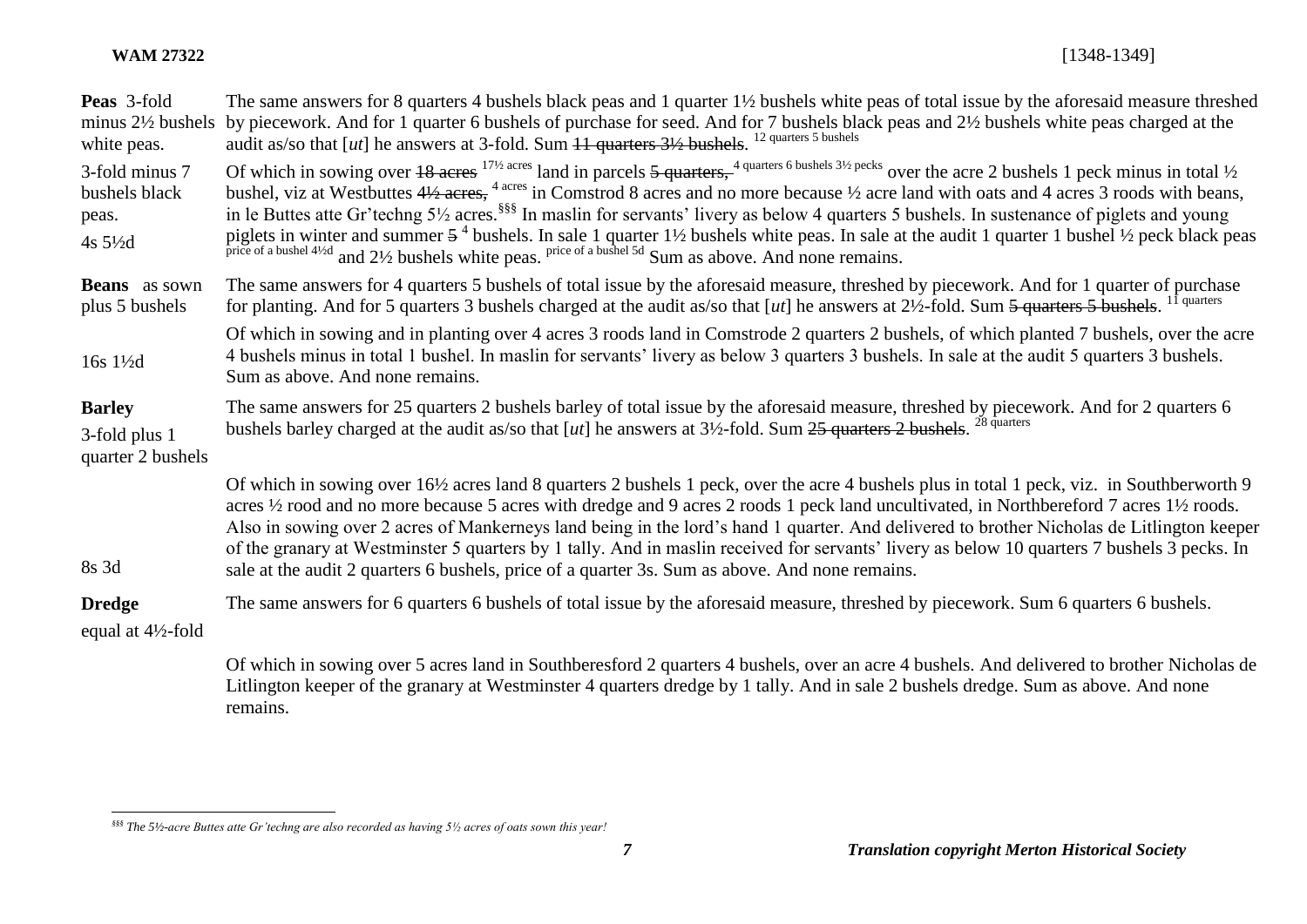| | |
|---|---|
| **Peas** 3-fold minus 2½ bushels white peas. | The same answers for 8 quarters 4 bushels black peas and 1 quarter 1½ bushels white peas of total issue by the aforesaid measure threshed by piecework. And for 1 quarter 6 bushels of purchase for seed. And for 7 bushels black peas and 2½ bushels white peas charged at the audit as/so that [*ut*] he answers at 3-fold. Sum ~~11 quarters 3½ bushels~~. 12 quarters 5 bushels |
| 3-fold minus 7 bushels black peas. 4s 5½d | Of which in sowing over ~~18 acres~~ 17½ acres land in parcels ~~5 quarters,~~ 4 quarters 6 bushels 3½ pecks over the acre 2 bushels 1 peck minus in total ½ bushel, viz at Westbuttes ~~4½ acres,~~ 4 acres in Comstrod 8 acres and no more because ½ acre land with oats and 4 acres 3 roods with beans, in le Buttes atte Gr'techng 5½ acres.[§§§] In maslin for servants' livery as below 4 quarters 5 bushels. In sustenance of piglets and young piglets in winter and summer ~~5~~ 4 bushels. In sale 1 quarter 1½ bushels white peas. In sale at the audit 1 quarter 1 bushel ½ peck black peas price of a bushel 4½d and 2½ bushels white peas. price of a bushel 5d Sum as above. And none remains. |
| **Beans** as sown plus 5 bushels | The same answers for 4 quarters 5 bushels of total issue by the aforesaid measure, threshed by piecework. And for 1 quarter of purchase for planting. And for 5 quarters 3 bushels charged at the audit as/so that [*ut*] he answers at 2½-fold. Sum ~~5 quarters 5 bushels~~. 11 quarters |
| 16s 1½d | Of which in sowing and in planting over 4 acres 3 roods land in Comstrode 2 quarters 2 bushels, of which planted 7 bushels, over the acre 4 bushels minus in total 1 bushel. In maslin for servants' livery as below 3 quarters 3 bushels. In sale at the audit 5 quarters 3 bushels. Sum as above. And none remains. |
| **Barley** 3-fold plus 1 quarter 2 bushels | The same answers for 25 quarters 2 bushels barley of total issue by the aforesaid measure, threshed by piecework. And for 2 quarters 6 bushels barley charged at the audit as/so that [*ut*] he answers at 3½-fold. Sum ~~25 quarters 2 bushels~~. 28 quarters |
| 8s 3d | Of which in sowing over 16½ acres land 8 quarters 2 bushels 1 peck, over the acre 4 bushels plus in total 1 peck, viz. in Southberworth 9 acres ½ rood and no more because 5 acres with dredge and 9 acres 2 roods 1 peck land uncultivated, in Northbereford 7 acres 1½ roods. Also in sowing over 2 acres of Mankerneys land being in the lord's hand 1 quarter. And delivered to brother Nicholas de Litlington keeper of the granary at Westminster 5 quarters by 1 tally. And in maslin received for servants' livery as below 10 quarters 7 bushels 3 pecks. In sale at the audit 2 quarters 6 bushels, price of a quarter 3s. Sum as above. And none remains. |
| **Dredge** equal at 4½-fold | The same answers for 6 quarters 6 bushels of total issue by the aforesaid measure, threshed by piecework. Sum 6 quarters 6 bushels. |
| | Of which in sowing over 5 acres land in Southberesford 2 quarters 4 bushels, over an acre 4 bushels. And delivered to brother Nicholas de Litlington keeper of the granary at Westminster 4 quarters dredge by 1 tally. And in sale 2 bushels dredge. Sum as above. And none remains. |

[§§§] *The 5½-acre Buttes atte Gr'techng are also recorded as having 5½ acres of oats sown this year!*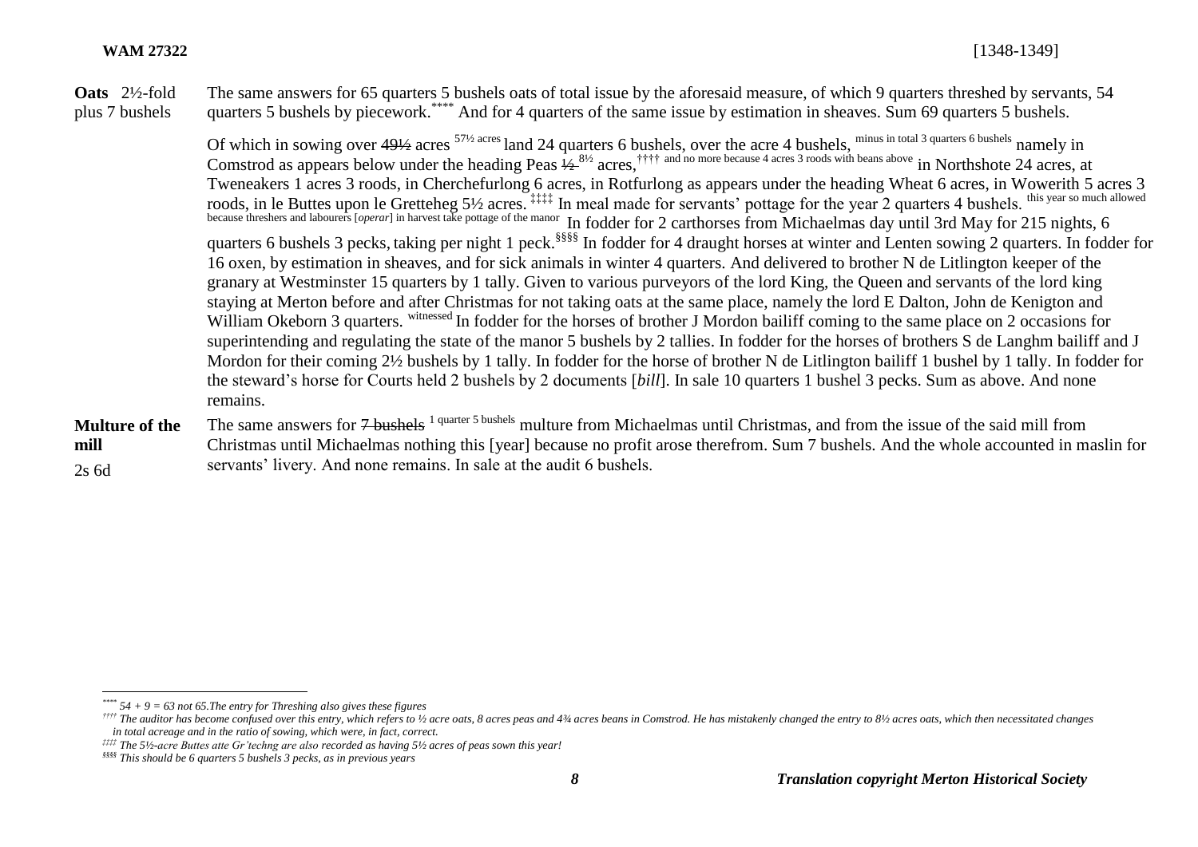**Oats** 2½-fold plus 7 bushels

The same answers for 65 quarters 5 bushels oats of total issue by the aforesaid measure, of which 9 quarters threshed by servants, 54 quarters 5 bushels by piecework.[****] And for 4 quarters of the same issue by estimation in sheaves. Sum 69 quarters 5 bushels.

Of which in sowing over ~~49½~~ acres [57½ acres] land 24 quarters 6 bushels, over the acre 4 bushels, [minus in total 3 quarters 6 bushels] namely in Comstrod as appears below under the heading Peas ~~½~~ [8½] acres,[††††] [and no more because 4 acres 3 roods with beans above] in Northshote 24 acres, at Tweneakers 1 acres 3 roods, in Cherchefurlong 6 acres, in Rotfurlong as appears under the heading Wheat 6 acres, in Wowerith 5 acres 3 roods, in le Buttes upon le Gretteheg 5½ acres.[‡‡‡‡] In meal made for servants' pottage for the year 2 quarters 4 bushels. [this year so much allowed because threshers and labourers [*operar*] in harvest take pottage of the manor] In fodder for 2 carthorses from Michaelmas day until 3rd May for 215 nights, 6 quarters 6 bushels 3 pecks, taking per night 1 peck.[§§§§] In fodder for 4 draught horses at winter and Lenten sowing 2 quarters. In fodder for 16 oxen, by estimation in sheaves, and for sick animals in winter 4 quarters. And delivered to brother N de Litlington keeper of the granary at Westminster 15 quarters by 1 tally. Given to various purveyors of the lord King, the Queen and servants of the lord king staying at Merton before and after Christmas for not taking oats at the same place, namely the lord E Dalton, John de Kenigton and William Okeborn 3 quarters. [witnessed] In fodder for the horses of brother J Mordon bailiff coming to the same place on 2 occasions for superintending and regulating the state of the manor 5 bushels by 2 tallies. In fodder for the horses of brothers S de Langhm bailiff and J Mordon for their coming 2½ bushels by 1 tally. In fodder for the horse of brother N de Litlington bailiff 1 bushel by 1 tally. In fodder for the steward's horse for Courts held 2 bushels by 2 documents [*bill*]. In sale 10 quarters 1 bushel 3 pecks. Sum as above. And none remains.

**Multure of the mill**

2s 6d

The same answers for ~~7 bushels~~ [1 quarter 5 bushels] multure from Michaelmas until Christmas, and from the issue of the said mill from Christmas until Michaelmas nothing this [year] because no profit arose therefrom. Sum 7 bushels. And the whole accounted in maslin for servants' livery. And none remains. In sale at the audit 6 bushels.

---

*[****] 54 + 9 = 63 not 65.The entry for Threshing also gives these figures*

*[††††] The auditor has become confused over this entry, which refers to ½ acre oats, 8 acres peas and 4¾ acres beans in Comstrod. He has mistakenly changed the entry to 8½ acres oats, which then necessitated changes in total acreage and in the ratio of sowing, which were, in fact, correct.*

*[‡‡‡‡] The 5½-acre Buttes atte Gr'techng are also recorded as having 5½ acres of peas sown this year!*

*[§§§§] This should be 6 quarters 5 bushels 3 pecks, as in previous years*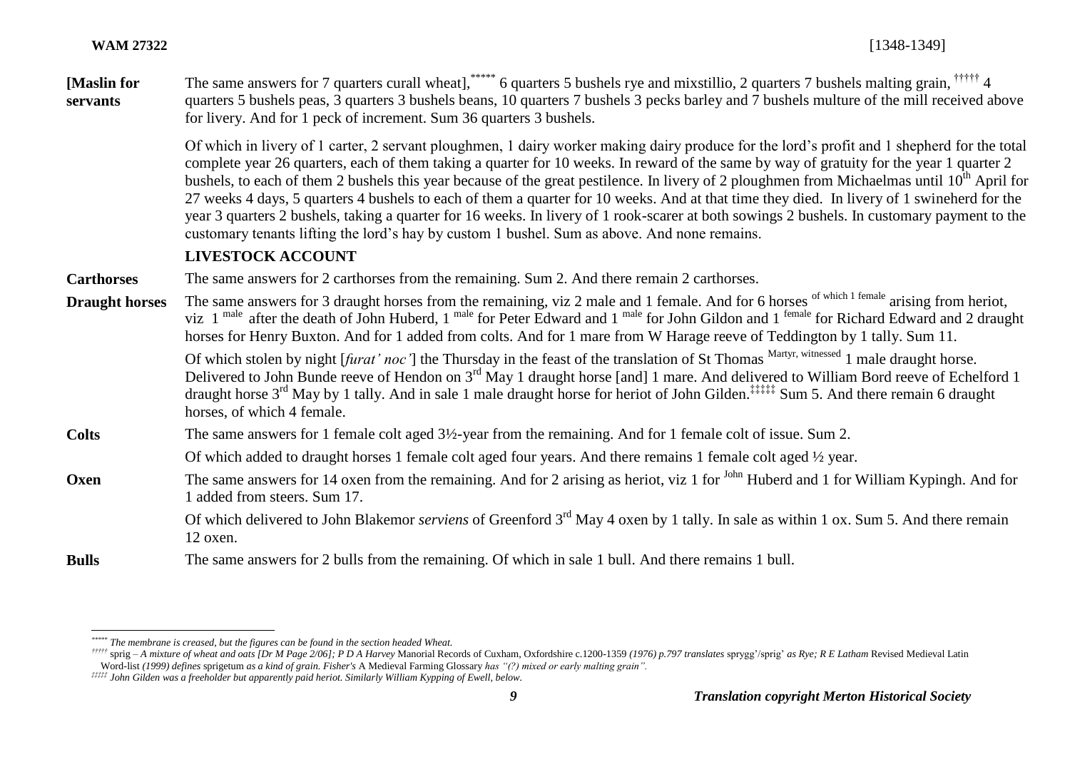| | |
|---|---|
| **[Maslin for servants** | The same answers for 7 quarters curall wheat],[*****] 6 quarters 5 bushels rye and mixstillio, 2 quarters 7 bushels malting grain, [†††††] 4 quarters 5 bushels peas, 3 quarters 3 bushels beans, 10 quarters 7 bushels 3 pecks barley and 7 bushels multure of the mill received above for livery. And for 1 peck of increment. Sum 36 quarters 3 bushels. |
| | Of which in livery of 1 carter, 2 servant ploughmen, 1 dairy worker making dairy produce for the lord's profit and 1 shepherd for the total complete year 26 quarters, each of them taking a quarter for 10 weeks. In reward of the same by way of gratuity for the year 1 quarter 2 bushels, to each of them 2 bushels this year because of the great pestilence. In livery of 2 ploughmen from Michaelmas until 10th April for 27 weeks 4 days, 5 quarters 4 bushels to each of them a quarter for 10 weeks. And at that time they died. In livery of 1 swineherd for the year 3 quarters 2 bushels, taking a quarter for 16 weeks. In livery of 1 rook-scarer at both sowings 2 bushels. In customary payment to the customary tenants lifting the lord's hay by custom 1 bushel. Sum as above. And none remains. |
| | **LIVESTOCK ACCOUNT** |
| **Carthorses** | The same answers for 2 carthorses from the remaining. Sum 2. And there remain 2 carthorses. |
| **Draught horses** | The same answers for 3 draught horses from the remaining, viz 2 male and 1 female. And for 6 horses of which 1 female arising from heriot, viz 1 male after the death of John Huberd, 1 male for Peter Edward and 1 male for John Gildon and 1 female for Richard Edward and 2 draught horses for Henry Buxton. And for 1 added from colts. And for 1 mare from W Harage reeve of Teddington by 1 tally. Sum 11. |
| | Of which stolen by night [*furat' noc'*] the Thursday in the feast of the translation of St Thomas Martyr, witnessed 1 male draught horse. Delivered to John Bunde reeve of Hendon on 3rd May 1 draught horse [and] 1 mare. And delivered to William Bord reeve of Echelford 1 draught horse 3rd May by 1 tally. And in sale 1 male draught horse for heriot of John Gilden.[‡‡‡‡‡] Sum 5. And there remain 6 draught horses, of which 4 female. |
| **Colts** | The same answers for 1 female colt aged 3½-year from the remaining. And for 1 female colt of issue. Sum 2. |
| | Of which added to draught horses 1 female colt aged four years. And there remains 1 female colt aged ½ year. |
| **Oxen** | The same answers for 14 oxen from the remaining. And for 2 arising as heriot, viz 1 for John Huberd and 1 for William Kypingh. And for 1 added from steers. Sum 17. |
| | Of which delivered to John Blakemor *serviens* of Greenford 3rd May 4 oxen by 1 tally. In sale as within 1 ox. Sum 5. And there remain 12 oxen. |
| **Bulls** | The same answers for 2 bulls from the remaining. Of which in sale 1 bull. And there remains 1 bull. |

[*****] *The membrane is creased, but the figures can be found in the section headed Wheat.*

[†††††] sprig – *A mixture of wheat and oats [Dr M Page 2/06]; P D A Harvey* Manorial Records of Cuxham, Oxfordshire c.1200-1359 *(1976) p.797 translates* sprygg'/sprig' *as Rye; R E Latham* Revised Medieval Latin Word-list *(1999) defines* sprigetum *as a kind of grain. Fisher's* A Medieval Farming Glossary *has "(?) mixed or early malting grain".*

[‡‡‡‡‡] *John Gilden was a freeholder but apparently paid heriot. Similarly William Kypping of Ewell, below.*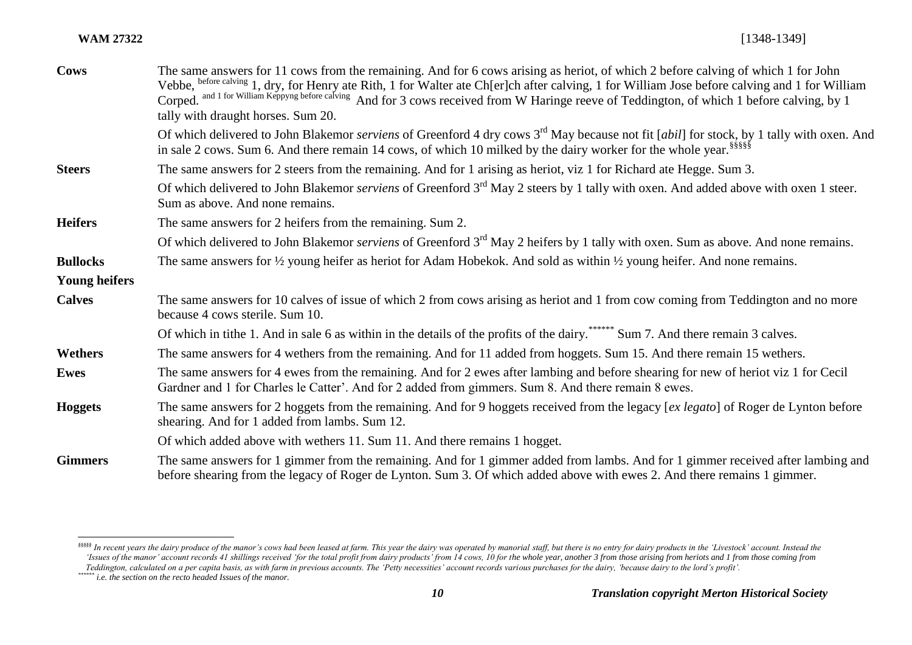| | |
|---|---|
| **Cows** | The same answers for 11 cows from the remaining. And for 6 cows arising as heriot, of which 2 before calving of which 1 for John Vebbe, before calving 1, dry, for Henry ate Rith, 1 for Walter ate Ch[er]ch after calving, 1 for William Jose before calving and 1 for William Corped. and 1 for William Keppyng before calving And for 3 cows received from W Haringe reeve of Teddington, of which 1 before calving, by 1 tally with draught horses. Sum 20. |
| | Of which delivered to John Blakemor *serviens* of Greenford 4 dry cows 3rd May because not fit [*abil*] for stock, by 1 tally with oxen. And in sale 2 cows. Sum 6. And there remain 14 cows, of which 10 milked by the dairy worker for the whole year.[§§§§§] |
| **Steers** | The same answers for 2 steers from the remaining. And for 1 arising as heriot, viz 1 for Richard ate Hegge. Sum 3. |
| | Of which delivered to John Blakemor *serviens* of Greenford 3rd May 2 steers by 1 tally with oxen. And added above with oxen 1 steer. Sum as above. And none remains. |
| **Heifers** | The same answers for 2 heifers from the remaining. Sum 2. |
| | Of which delivered to John Blakemor *serviens* of Greenford 3rd May 2 heifers by 1 tally with oxen. Sum as above. And none remains. |
| **Bullocks** | The same answers for ½ young heifer as heriot for Adam Hobekok. And sold as within ½ young heifer. And none remains. |
| **Young heifers** | |
| **Calves** | The same answers for 10 calves of issue of which 2 from cows arising as heriot and 1 from cow coming from Teddington and no more because 4 cows sterile. Sum 10. |
| | Of which in tithe 1. And in sale 6 as within in the details of the profits of the dairy.[******] Sum 7. And there remain 3 calves. |
| **Wethers** | The same answers for 4 wethers from the remaining. And for 11 added from hoggets. Sum 15. And there remain 15 wethers. |
| **Ewes** | The same answers for 4 ewes from the remaining. And for 2 ewes after lambing and before shearing for new of heriot viz 1 for Cecil Gardner and 1 for Charles le Catter'. And for 2 added from gimmers. Sum 8. And there remain 8 ewes. |
| **Hoggets** | The same answers for 2 hoggets from the remaining. And for 9 hoggets received from the legacy [*ex legato*] of Roger de Lynton before shearing. And for 1 added from lambs. Sum 12. |
| | Of which added above with wethers 11. Sum 11. And there remains 1 hogget. |
| **Gimmers** | The same answers for 1 gimmer from the remaining. And for 1 gimmer added from lambs. And for 1 gimmer received after lambing and before shearing from the legacy of Roger de Lynton. Sum 3. Of which added above with ewes 2. And there remains 1 gimmer. |

---

[§§§§§] *In recent years the dairy produce of the manor's cows had been leased at farm. This year the dairy was operated by manorial staff, but there is no entry for dairy products in the 'Livestock' account. Instead the 'Issues of the manor' account records 41 shillings received 'for the total profit from dairy products' from 14 cows, 10 for the whole year, another 3 from those arising from heriots and 1 from those coming from Teddington, calculated on a per capita basis, as with farm in previous accounts. The 'Petty necessities' account records various purchases for the dairy, 'because dairy to the lord's profit'.*

[******] *i.e. the section on the recto headed Issues of the manor.*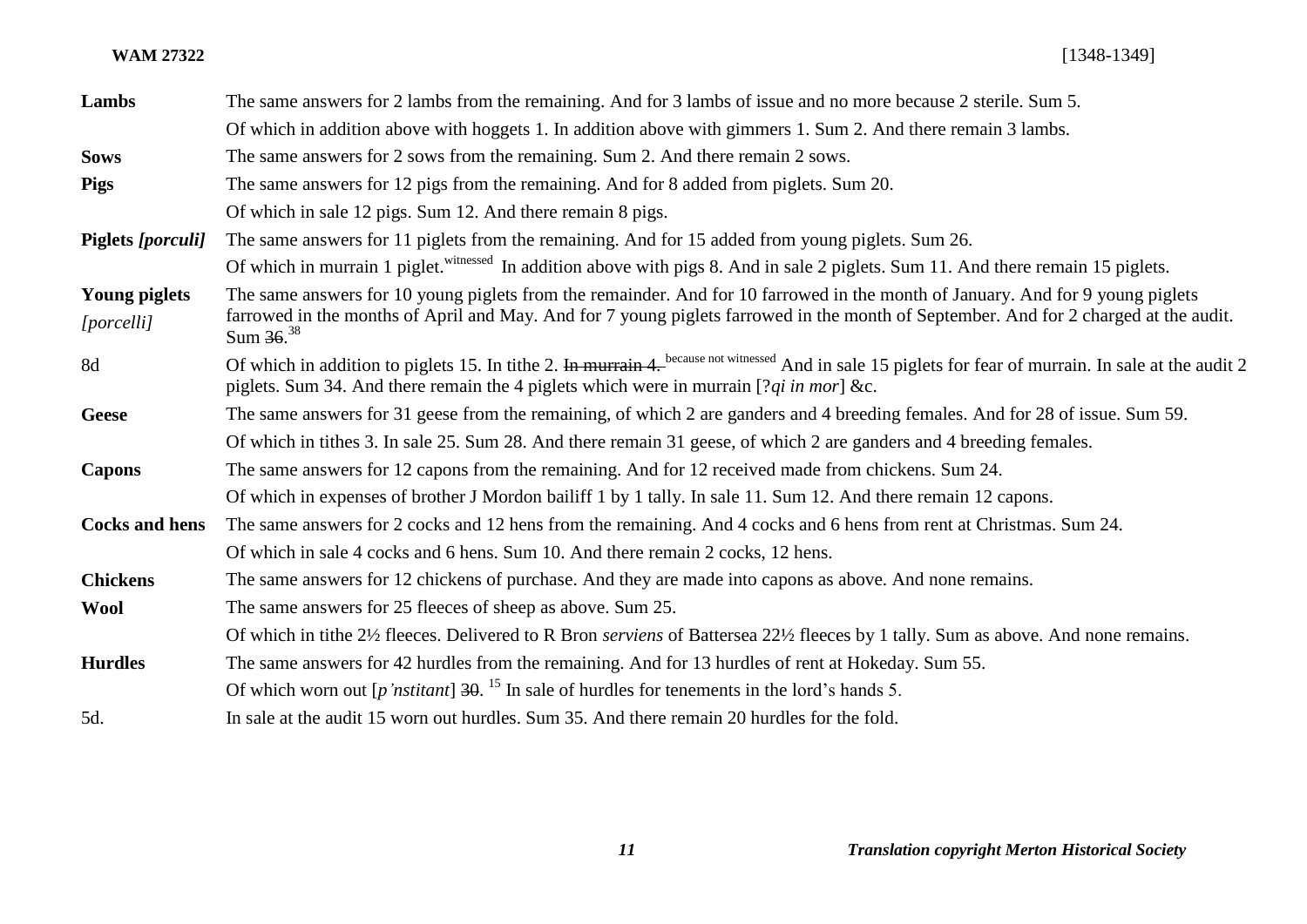| | |
|---|---|
| **Lambs** | The same answers for 2 lambs from the remaining. And for 3 lambs of issue and no more because 2 sterile. Sum 5. |
| | Of which in addition above with hoggets 1. In addition above with gimmers 1. Sum 2. And there remain 3 lambs. |
| **Sows** | The same answers for 2 sows from the remaining. Sum 2. And there remain 2 sows. |
| **Pigs** | The same answers for 12 pigs from the remaining. And for 8 added from piglets. Sum 20. |
| | Of which in sale 12 pigs. Sum 12. And there remain 8 pigs. |
| **Piglets *[porculi]*** | The same answers for 11 piglets from the remaining. And for 15 added from young piglets. Sum 26. |
| | Of which in murrain 1 piglet.[witnessed] In addition above with pigs 8. And in sale 2 piglets. Sum 11. And there remain 15 piglets. |
| **Young piglets** *[porcelli]* | The same answers for 10 young piglets from the remainder. And for 10 farrowed in the month of January. And for 9 young piglets farrowed in the months of April and May. And for 7 young piglets farrowed in the month of September. And for 2 charged at the audit. Sum ~~36~~.[38] |
| 8d | Of which in addition to piglets 15. In tithe 2. ~~In murrain 4.~~ [because not witnessed] And in sale 15 piglets for fear of murrain. In sale at the audit 2 piglets. Sum 34. And there remain the 4 piglets which were in murrain [?*qi in mor*] &c. |
| **Geese** | The same answers for 31 geese from the remaining, of which 2 are ganders and 4 breeding females. And for 28 of issue. Sum 59. |
| | Of which in tithes 3. In sale 25. Sum 28. And there remain 31 geese, of which 2 are ganders and 4 breeding females. |
| **Capons** | The same answers for 12 capons from the remaining. And for 12 received made from chickens. Sum 24. |
| | Of which in expenses of brother J Mordon bailiff 1 by 1 tally. In sale 11. Sum 12. And there remain 12 capons. |
| **Cocks and hens** | The same answers for 2 cocks and 12 hens from the remaining. And 4 cocks and 6 hens from rent at Christmas. Sum 24. |
| | Of which in sale 4 cocks and 6 hens. Sum 10. And there remain 2 cocks, 12 hens. |
| **Chickens** | The same answers for 12 chickens of purchase. And they are made into capons as above. And none remains. |
| **Wool** | The same answers for 25 fleeces of sheep as above. Sum 25. |
| | Of which in tithe 2½ fleeces. Delivered to R Bron *serviens* of Battersea 22½ fleeces by 1 tally. Sum as above. And none remains. |
| **Hurdles** | The same answers for 42 hurdles from the remaining. And for 13 hurdles of rent at Hokeday. Sum 55. |
| | Of which worn out [*p'nstitant*] ~~30~~. [15] In sale of hurdles for tenements in the lord's hands 5. |
| 5d. | In sale at the audit 15 worn out hurdles. Sum 35. And there remain 20 hurdles for the fold. |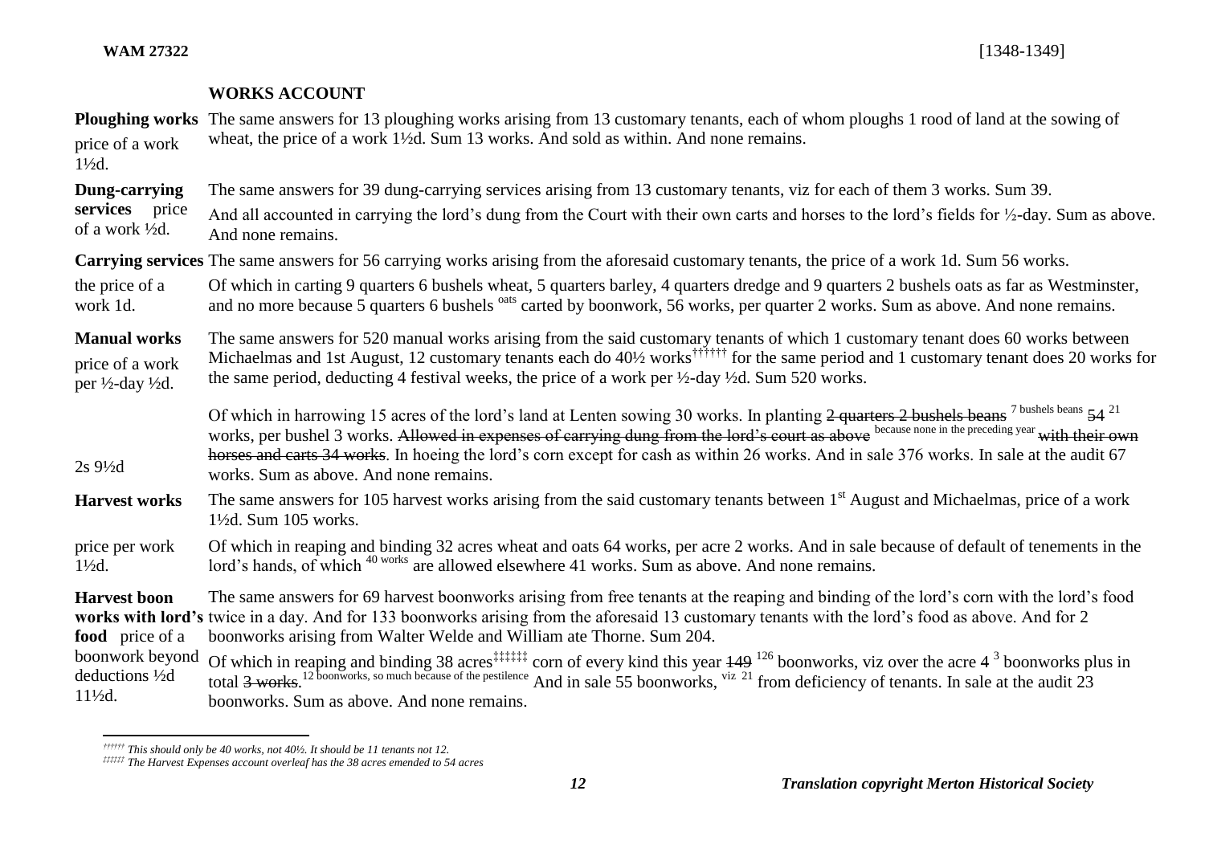**WAM 27322** [1348-1349]

## WORKS ACCOUNT

**Ploughing works** — price of a work 1½d.

The same answers for 13 ploughing works arising from 13 customary tenants, each of whom ploughs 1 rood of land at the sowing of wheat, the price of a work 1½d. Sum 13 works. And sold as within. And none remains.

**Dung-carrying services** — price of a work ½d.

The same answers for 39 dung-carrying services arising from 13 customary tenants, viz for each of them 3 works. Sum 39.

And all accounted in carrying the lord's dung from the Court with their own carts and horses to the lord's fields for ½-day. Sum as above. And none remains.

**Carrying services** — the price of a work 1d.

The same answers for 56 carrying works arising from the aforesaid customary tenants, the price of a work 1d. Sum 56 works.

Of which in carting 9 quarters 6 bushels wheat, 5 quarters barley, 4 quarters dredge and 9 quarters 2 bushels oats as far as Westminster, and no more because 5 quarters 6 bushels [oats] carted by boonwork, 56 works, per quarter 2 works. Sum as above. And none remains.

**Manual works** — price of a work per ½-day ½d.

The same answers for 520 manual works arising from the said customary tenants of which 1 customary tenant does 60 works between Michaelmas and 1st August, 12 customary tenants each do 40½ works[††††††] for the same period and 1 customary tenant does 20 works for the same period, deducting 4 festival weeks, the price of a work per ½-day ½d. Sum 520 works.

2s 9½d

Of which in harrowing 15 acres of the lord's land at Lenten sowing 30 works. In planting ~~2 quarters 2 bushels beans~~ [7 bushels beans] ~~54~~ [21] works, per bushel 3 works. ~~Allowed in expenses of carrying dung from the lord's court as above~~ [because none in the preceding year] ~~with their own horses and carts 34 works~~. In hoeing the lord's corn except for cash as within 26 works. And in sale 376 works. In sale at the audit 67 works. Sum as above. And none remains.

**Harvest works** — price per work 1½d.

The same answers for 105 harvest works arising from the said customary tenants between 1st August and Michaelmas, price of a work 1½d. Sum 105 works.

Of which in reaping and binding 32 acres wheat and oats 64 works, per acre 2 works. And in sale because of default of tenements in the lord's hands, of which [40 works] are allowed elsewhere 41 works. Sum as above. And none remains.

**Harvest boon works with lord's food** — price of a boonwork beyond deductions ½d — 11½d.

The same answers for 69 harvest boonworks arising from free tenants at the reaping and binding of the lord's corn with the lord's food twice in a day. And for 133 boonworks arising from the aforesaid 13 customary tenants with the lord's food as above. And for 2 boonworks arising from Walter Welde and William ate Thorne. Sum 204.

Of which in reaping and binding 38 acres[‡‡‡‡‡‡] corn of every kind this year ~~149~~ [126] boonworks, viz over the acre 4 [3] boonworks plus in total ~~3 works~~. [12 boonworks, so much because of the pestilence] And in sale 55 boonworks, [viz 21] from deficiency of tenants. In sale at the audit 23 boonworks. Sum as above. And none remains.

---

[††††††] *This should only be 40 works, not 40½. It should be 11 tenants not 12.*

[‡‡‡‡‡‡] *The Harvest Expenses account overleaf has the 38 acres emended to 54 acres*

*Translation copyright Merton Historical Society*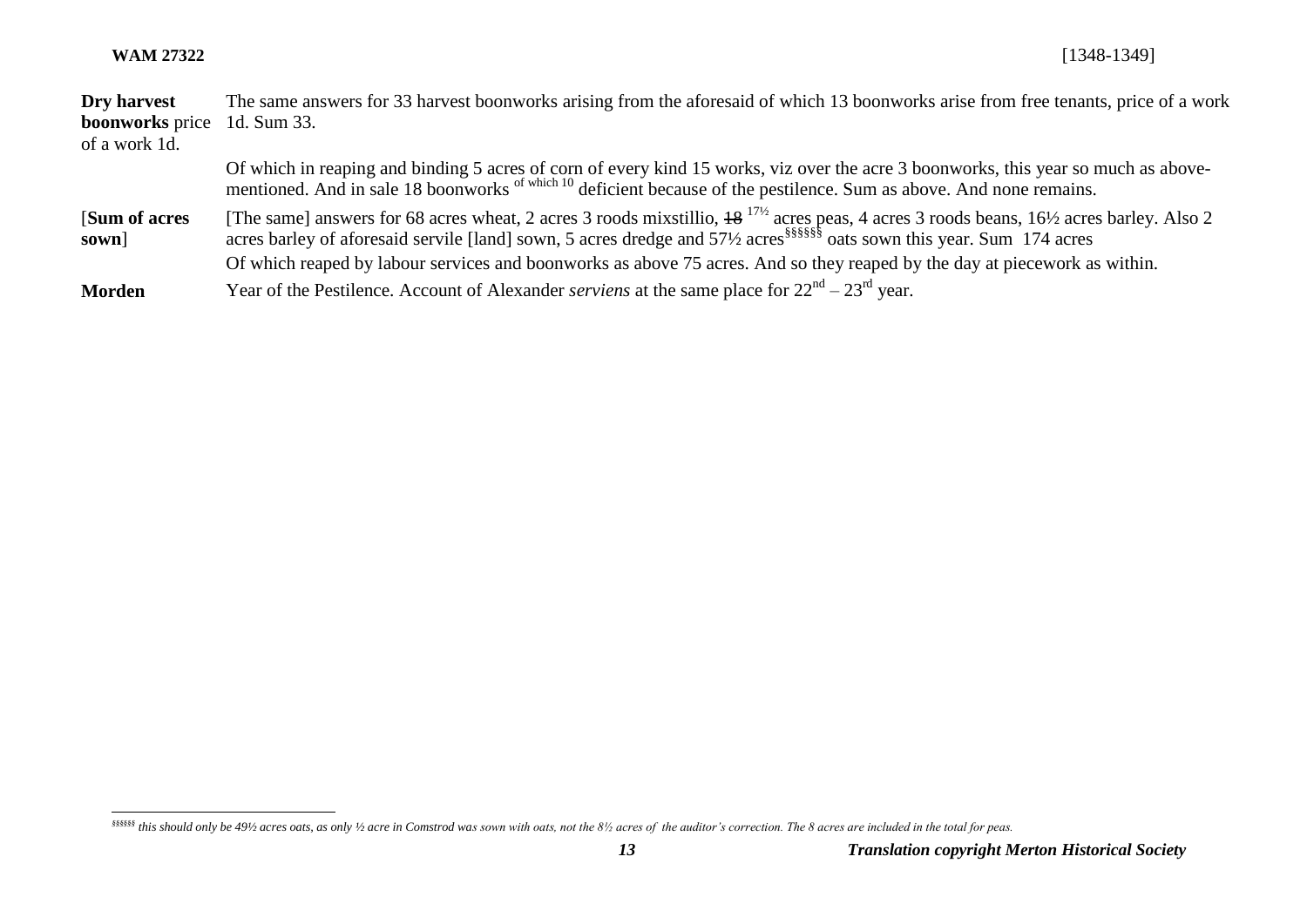| | |
|---|---|
| **Dry harvest boonworks** price of a work 1d. | The same answers for 33 harvest boonworks arising from the aforesaid of which 13 boonworks arise from free tenants, price of a work 1d. Sum 33. |
| | Of which in reaping and binding 5 acres of corn of every kind 15 works, viz over the acre 3 boonworks, this year so much as above-mentioned. And in sale 18 boonworks of which 10 deficient because of the pestilence. Sum as above. And none remains. |
| [**Sum of acres sown**] | [The same] answers for 68 acres wheat, 2 acres 3 roods mixstillio, ~~18~~ 17½ acres peas, 4 acres 3 roods beans, 16½ acres barley. Also 2 acres barley of aforesaid servile [land] sown, 5 acres dredge and 57½ acres[§§§§§§] oats sown this year. Sum 174 acres<br>Of which reaped by labour services and boonworks as above 75 acres. And so they reaped by the day at piecework as within. |
| **Morden** | Year of the Pestilence. Account of Alexander *serviens* at the same place for 22nd – 23rd year. |

[§§§§§§] *this should only be 49½ acres oats, as only ½ acre in Comstrod was sown with oats, not the 8½ acres of the auditor's correction. The 8 acres are included in the total for peas.*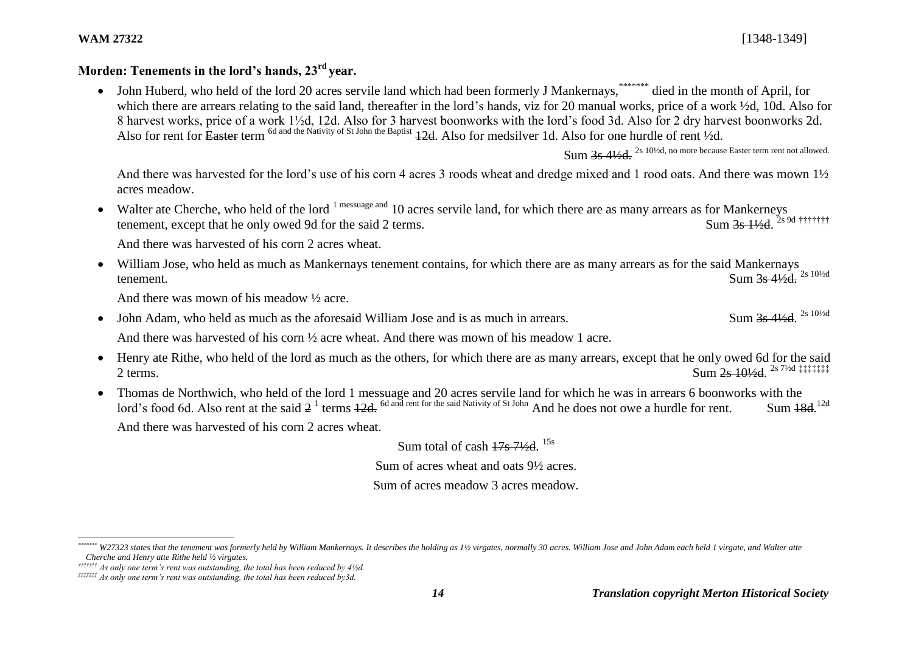**WAM 27322** [1348-1349]

## Morden: Tenements in the lord's hands, 23rd year.

- John Huberd, who held of the lord 20 acres servile land which had been formerly J Mankernays,[*******] died in the month of April, for which there are arrears relating to the said land, thereafter in the lord's hands, viz for 20 manual works, price of a work ½d, 10d. Also for 8 harvest works, price of a work 1½d, 12d. Also for 3 harvest boonworks with the lord's food 3d. Also for 2 dry harvest boonworks 2d. Also for rent for ~~Easter~~ term 6d and the Nativity of St John the Baptist ~~12d~~. Also for medsilver 1d. Also for one hurdle of rent ½d.

  Sum ~~3s 4½d.~~ 2s 10½d, no more because Easter term rent not allowed.

  And there was harvested for the lord's use of his corn 4 acres 3 roods wheat and dredge mixed and 1 rood oats. And there was mown 1½ acres meadow.

- Walter ate Cherche, who held of the lord 1 messuage and 10 acres servile land, for which there are as many arrears as for Mankerneys tenement, except that he only owed 9d for the said 2 terms. Sum ~~3s 1½d~~. 2s 9d [†††††††]

  And there was harvested of his corn 2 acres wheat.

- William Jose, who held as much as Mankernays tenement contains, for which there are as many arrears as for the said Mankernays tenement. Sum ~~3s 4½d.~~ 2s 10½d

  And there was mown of his meadow ½ acre.

- John Adam, who held as much as the aforesaid William Jose and is as much in arrears. Sum ~~3s 4½d~~. 2s 10½d

  And there was harvested of his corn ½ acre wheat. And there was mown of his meadow 1 acre.

- Henry ate Rithe, who held of the lord as much as the others, for which there are as many arrears, except that he only owed 6d for the said 2 terms. Sum ~~2s 10½d~~. 2s 7½d [‡‡‡‡‡‡‡]

- Thomas de Northwich, who held of the lord 1 messuage and 20 acres servile land for which he was in arrears 6 boonworks with the lord's food 6d. Also rent at the said ~~2~~ 1 terms ~~12d.~~ 6d and rent for the said Nativity of St John And he does not owe a hurdle for rent. Sum ~~18d~~. 12d

  And there was harvested of his corn 2 acres wheat.

Sum total of cash ~~17s 7½d~~. 15s

Sum of acres wheat and oats 9½ acres.

Sum of acres meadow 3 acres meadow.

---

[*******] *W27323 states that the tenement was formerly held by William Mankernays. It describes the holding as 1½ virgates, normally 30 acres. William Jose and John Adam each held 1 virgate, and Walter atte Cherche and Henry atte Rithe held ½ virgates.*

[†††††††] *As only one term's rent was outstanding, the total has been reduced by 4½d.*

[‡‡‡‡‡‡‡] *As only one term's rent was outstanding, the total has been reduced by3d.*

*Translation copyright Merton Historical Society*